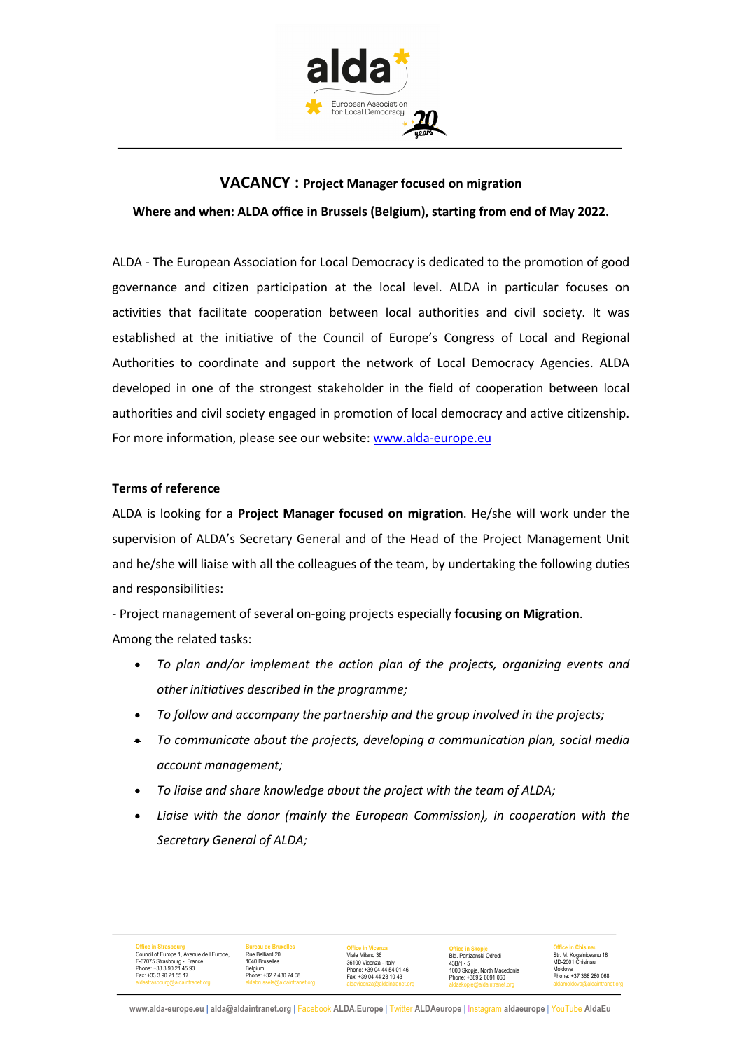# VACANCY : Project Manager focused on migration

**Where and when: ALDA office in Brussels (Belgium), starting from end of May 2022.**

ALDA - The European Association for Local Democracy is dedicated to the promotion of good governance and citizen participation at the local level. ALDA in particular focuses on activities that facilitate cooperation between local authorities and civil society. It was established at the initiative of the Council of Europe's Congress of Local and Regional Authorities to coordinate and support the network of Local Democracy Agencies. ALDA developed in one of the strongest stakeholder in the field of cooperation between local authorities and civil society engaged in promotion of local democracy and active citizenship. For more information, please see our website: [www.alda-europe.eu](http://www.alda-europe.eu)

**Terms of reference**

ALDA is looking for a **Project Manager focused on migration**. He/she will work under the supervision of ALDA's Secretary General and of the Head of the Project Management Unit and he/she will liaise with all the colleagues of the team, by undertaking the following duties and responsibilities:

- Project management of several on-going projects especially **focusing on Migration**.

Among the related tasks:

- *To plan and/or implement the action plan of the projects, organizing events and other initiatives described in the programme;*
- *To follow and accompany the partnership and the group involved in the projects;*
- *To communicate about the projects, developing a communication plan, social media account management;*
- *To liaise and share knowledge about the project with the team of ALDA;*
- *Liaise with the donor (mainly the European Commission), in cooperation with the Secretary General of ALDA;*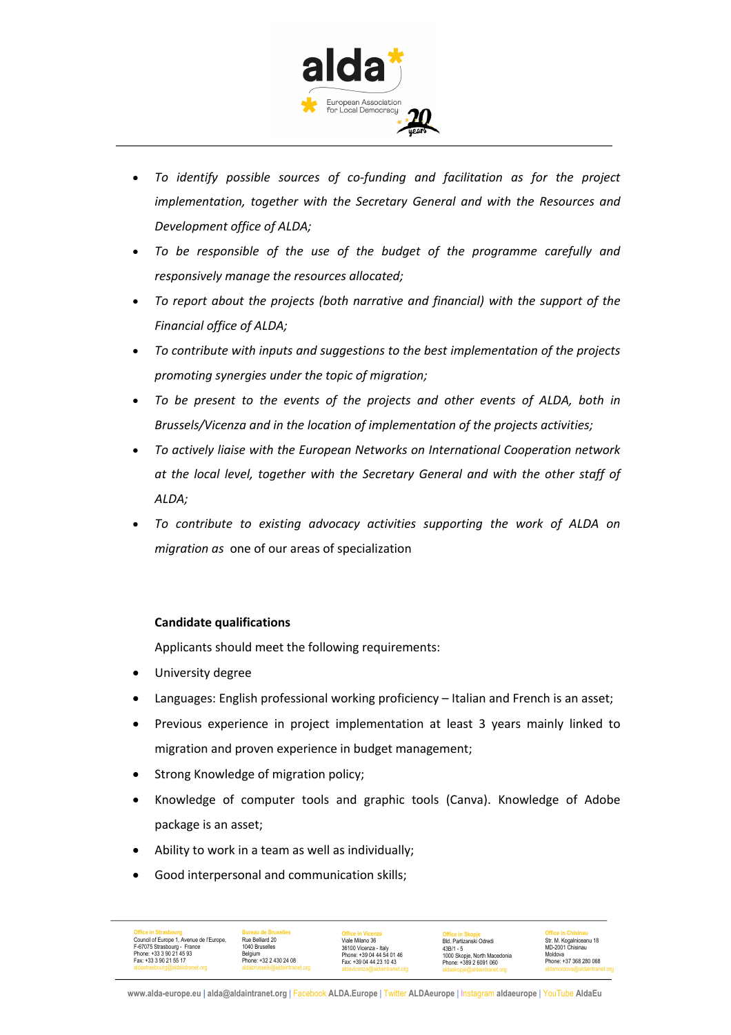- *To identify possible sources of co-funding and facilitation as for the project implementation, together with the Secretary General and with the Resources and Development office of ALDA;*
- *To be responsible of the use of the budget of the programme carefully and responsively manage the resources allocated;*
- *To report about the projects (both narrative and financial) with the support of the Financial office of ALDA;*
- *To contribute with inputs and suggestions to the best implementation of the projects promoting synergies under the topic of migration;*
- *To be present to the events of the projects and other events of ALDA, both in Brussels/Vicenza and in the location of implementation of the projects activities;*
- *To actively liaise with the European Networks on International Cooperation network at the local level, together with the Secretary General and with the other staff of ALDA;*
- *To contribute to existing advocacy activities supporting the work of ALDA on migration as* one of our areas of specialization

**Candidate qualifications**

Applicants should meet the following requirements:

- University degree
- Languages: English professional working proficiency – Italian and French is an asset;
- Previous experience in project implementation at least 3 years mainly linked to migration and proven experience in budget management;
- Strong Knowledge of migration policy;
- Knowledge of computer tools and graphic tools (Canva). Knowledge of Adobe package is an asset;
- Ability to work in a team as well as individually;
- Good interpersonal and communication skills;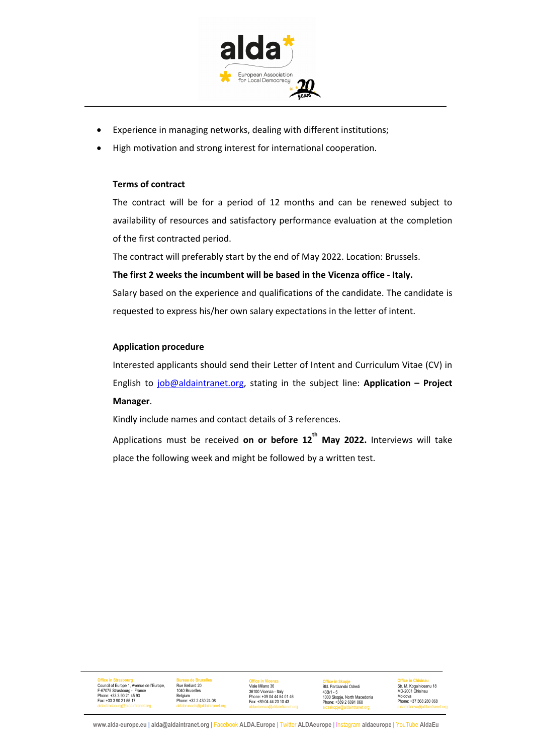- Experience in managing networks, dealing with different institutions;
- High motivation and strong interest for international cooperation.

**Terms of contract**

The contract will be for a period of 12 months and can be renewed subject to availability of resources and satisfactory performance evaluation at the completion of the first contracted period.

The contract will preferably start by the end of May 2022. Location: Brussels.

**The first 2 weeks the incumbent will be based in the Vicenza office - Italy.**

Salary based on the experience and qualifications of the candidate. The candidate is requested to express his/her own salary expectations in the letter of intent.

**Application procedure**

Interested applicants should send their Letter of Intent and Curriculum Vitae (CV) in English to job@aldaintranet.org, stating in the subject line: **Application – Project Manager**.

Kindly include names and contact details of 3 references.

Applications must be received **on or before 12th May 2022.** Interviews will take place the following week and might be followed by a written test.